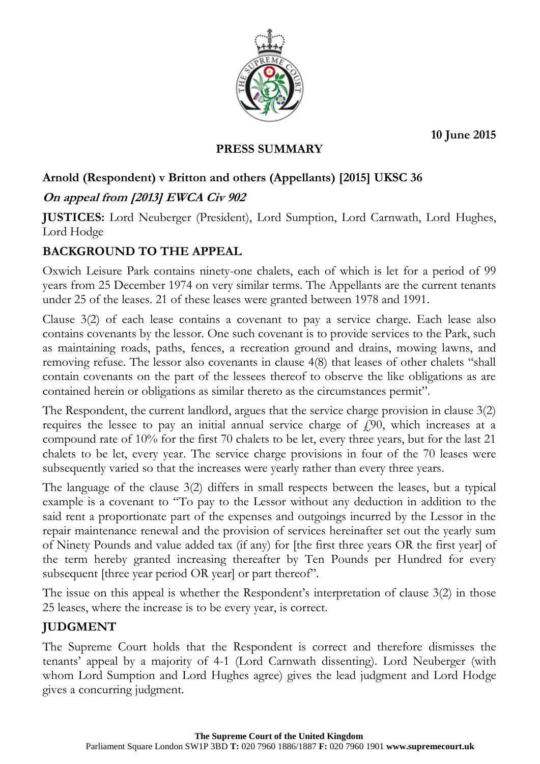10 June 2015

**PRESS SUMMARY**

## Arnold (Respondent) v Britton and others (Appellants) [2015] UKSC 36

### *On appeal from [2013] EWCA Civ 902*

**JUSTICES:** Lord Neuberger (President), Lord Sumption, Lord Carnwath, Lord Hughes, Lord Hodge

### BACKGROUND TO THE APPEAL

Oxwich Leisure Park contains ninety-one chalets, each of which is let for a period of 99 years from 25 December 1974 on very similar terms. The Appellants are the current tenants under 25 of the leases. 21 of these leases were granted between 1978 and 1991.

Clause 3(2) of each lease contains a covenant to pay a service charge. Each lease also contains covenants by the lessor. One such covenant is to provide services to the Park, such as maintaining roads, paths, fences, a recreation ground and drains, mowing lawns, and removing refuse. The lessor also covenants in clause 4(8) that leases of other chalets "shall contain covenants on the part of the lessees thereof to observe the like obligations as are contained herein or obligations as similar thereto as the circumstances permit".

The Respondent, the current landlord, argues that the service charge provision in clause 3(2) requires the lessee to pay an initial annual service charge of £90, which increases at a compound rate of 10% for the first 70 chalets to be let, every three years, but for the last 21 chalets to be let, every year. The service charge provisions in four of the 70 leases were subsequently varied so that the increases were yearly rather than every three years.

The language of the clause 3(2) differs in small respects between the leases, but a typical example is a covenant to "To pay to the Lessor without any deduction in addition to the said rent a proportionate part of the expenses and outgoings incurred by the Lessor in the repair maintenance renewal and the provision of services hereinafter set out the yearly sum of Ninety Pounds and value added tax (if any) for [the first three years OR the first year] of the term hereby granted increasing thereafter by Ten Pounds per Hundred for every subsequent [three year period OR year] or part thereof".

The issue on this appeal is whether the Respondent's interpretation of clause 3(2) in those 25 leases, where the increase is to be every year, is correct.

### JUDGMENT

The Supreme Court holds that the Respondent is correct and therefore dismisses the tenants' appeal by a majority of 4-1 (Lord Carnwath dissenting). Lord Neuberger (with whom Lord Sumption and Lord Hughes agree) gives the lead judgment and Lord Hodge gives a concurring judgment.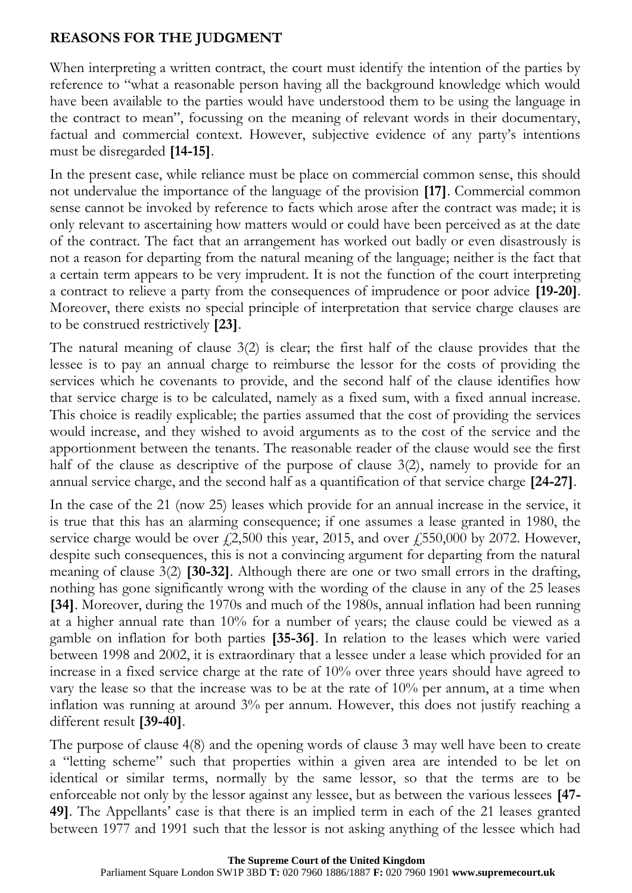## REASONS FOR THE JUDGMENT

When interpreting a written contract, the court must identify the intention of the parties by reference to "what a reasonable person having all the background knowledge which would have been available to the parties would have understood them to be using the language in the contract to mean", focussing on the meaning of relevant words in their documentary, factual and commercial context. However, subjective evidence of any party's intentions must be disregarded **[14-15]**.

In the present case, while reliance must be place on commercial common sense, this should not undervalue the importance of the language of the provision **[17]**. Commercial common sense cannot be invoked by reference to facts which arose after the contract was made; it is only relevant to ascertaining how matters would or could have been perceived as at the date of the contract. The fact that an arrangement has worked out badly or even disastrously is not a reason for departing from the natural meaning of the language; neither is the fact that a certain term appears to be very imprudent. It is not the function of the court interpreting a contract to relieve a party from the consequences of imprudence or poor advice **[19-20]**. Moreover, there exists no special principle of interpretation that service charge clauses are to be construed restrictively **[23]**.

The natural meaning of clause 3(2) is clear; the first half of the clause provides that the lessee is to pay an annual charge to reimburse the lessor for the costs of providing the services which he covenants to provide, and the second half of the clause identifies how that service charge is to be calculated, namely as a fixed sum, with a fixed annual increase. This choice is readily explicable; the parties assumed that the cost of providing the services would increase, and they wished to avoid arguments as to the cost of the service and the apportionment between the tenants. The reasonable reader of the clause would see the first half of the clause as descriptive of the purpose of clause 3(2), namely to provide for an annual service charge, and the second half as a quantification of that service charge **[24-27]**.

In the case of the 21 (now 25) leases which provide for an annual increase in the service, it is true that this has an alarming consequence; if one assumes a lease granted in 1980, the service charge would be over £2,500 this year, 2015, and over £550,000 by 2072. However, despite such consequences, this is not a convincing argument for departing from the natural meaning of clause 3(2) **[30-32]**. Although there are one or two small errors in the drafting, nothing has gone significantly wrong with the wording of the clause in any of the 25 leases **[34]**. Moreover, during the 1970s and much of the 1980s, annual inflation had been running at a higher annual rate than 10% for a number of years; the clause could be viewed as a gamble on inflation for both parties **[35-36]**. In relation to the leases which were varied between 1998 and 2002, it is extraordinary that a lessee under a lease which provided for an increase in a fixed service charge at the rate of 10% over three years should have agreed to vary the lease so that the increase was to be at the rate of 10% per annum, at a time when inflation was running at around 3% per annum. However, this does not justify reaching a different result **[39-40]**.

The purpose of clause 4(8) and the opening words of clause 3 may well have been to create a "letting scheme" such that properties within a given area are intended to be let on identical or similar terms, normally by the same lessor, so that the terms are to be enforceable not only by the lessor against any lessee, but as between the various lessees **[47-49]**. The Appellants' case is that there is an implied term in each of the 21 leases granted between 1977 and 1991 such that the lessor is not asking anything of the lessee which had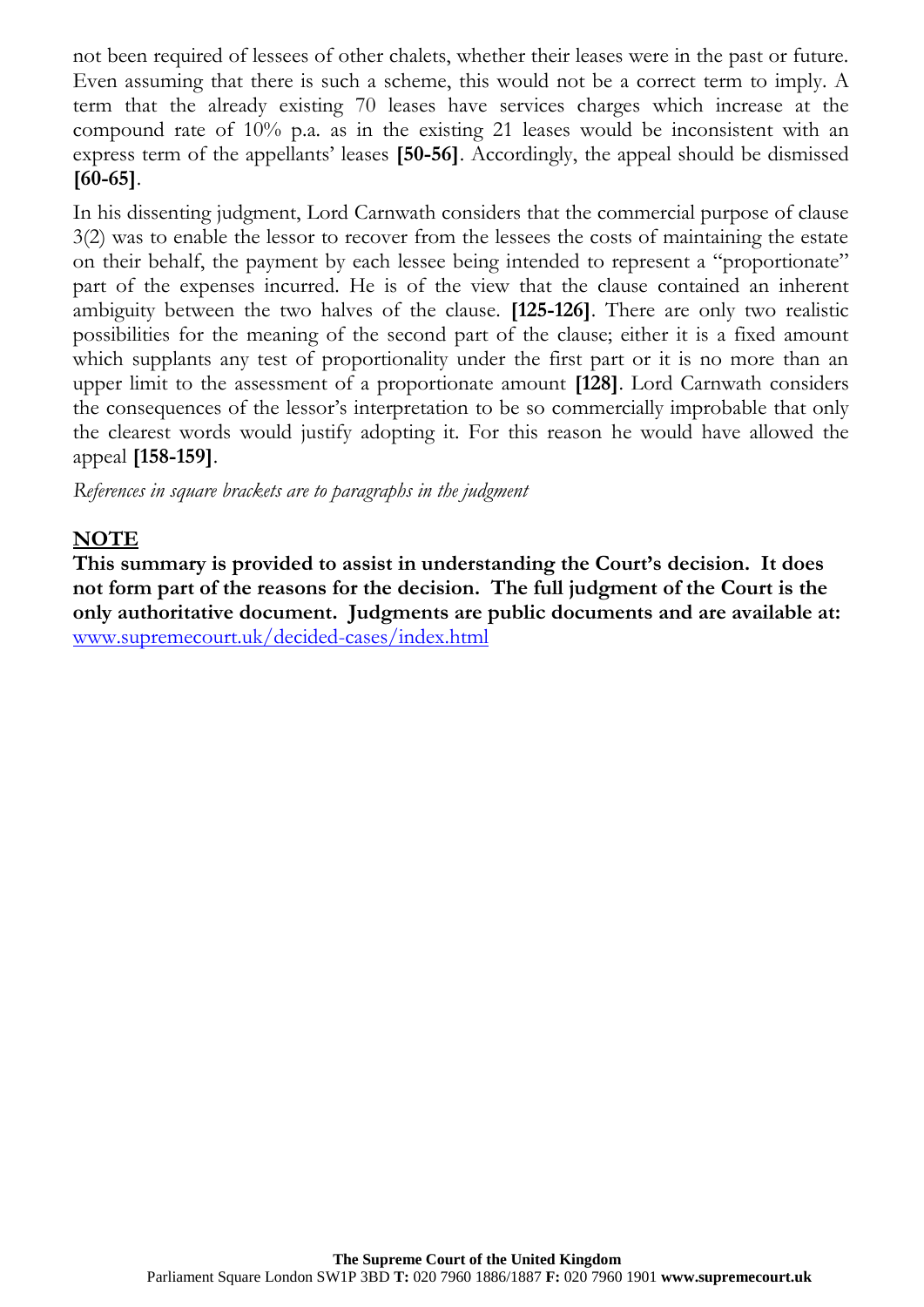not been required of lessees of other chalets, whether their leases were in the past or future. Even assuming that there is such a scheme, this would not be a correct term to imply. A term that the already existing 70 leases have services charges which increase at the compound rate of 10% p.a. as in the existing 21 leases would be inconsistent with an express term of the appellants' leases **[50-56]**. Accordingly, the appeal should be dismissed **[60-65]**.

In his dissenting judgment, Lord Carnwath considers that the commercial purpose of clause 3(2) was to enable the lessor to recover from the lessees the costs of maintaining the estate on their behalf, the payment by each lessee being intended to represent a "proportionate" part of the expenses incurred. He is of the view that the clause contained an inherent ambiguity between the two halves of the clause. **[125-126]**. There are only two realistic possibilities for the meaning of the second part of the clause; either it is a fixed amount which supplants any test of proportionality under the first part or it is no more than an upper limit to the assessment of a proportionate amount **[128]**. Lord Carnwath considers the consequences of the lessor's interpretation to be so commercially improbable that only the clearest words would justify adopting it. For this reason he would have allowed the appeal **[158-159]**.

*References in square brackets are to paragraphs in the judgment*

## NOTE

**This summary is provided to assist in understanding the Court's decision. It does not form part of the reasons for the decision. The full judgment of the Court is the only authoritative document. Judgments are public documents and are available at:** [www.supremecourt.uk/decided-cases/index.html](www.supremecourt.uk/decided-cases/index.html)